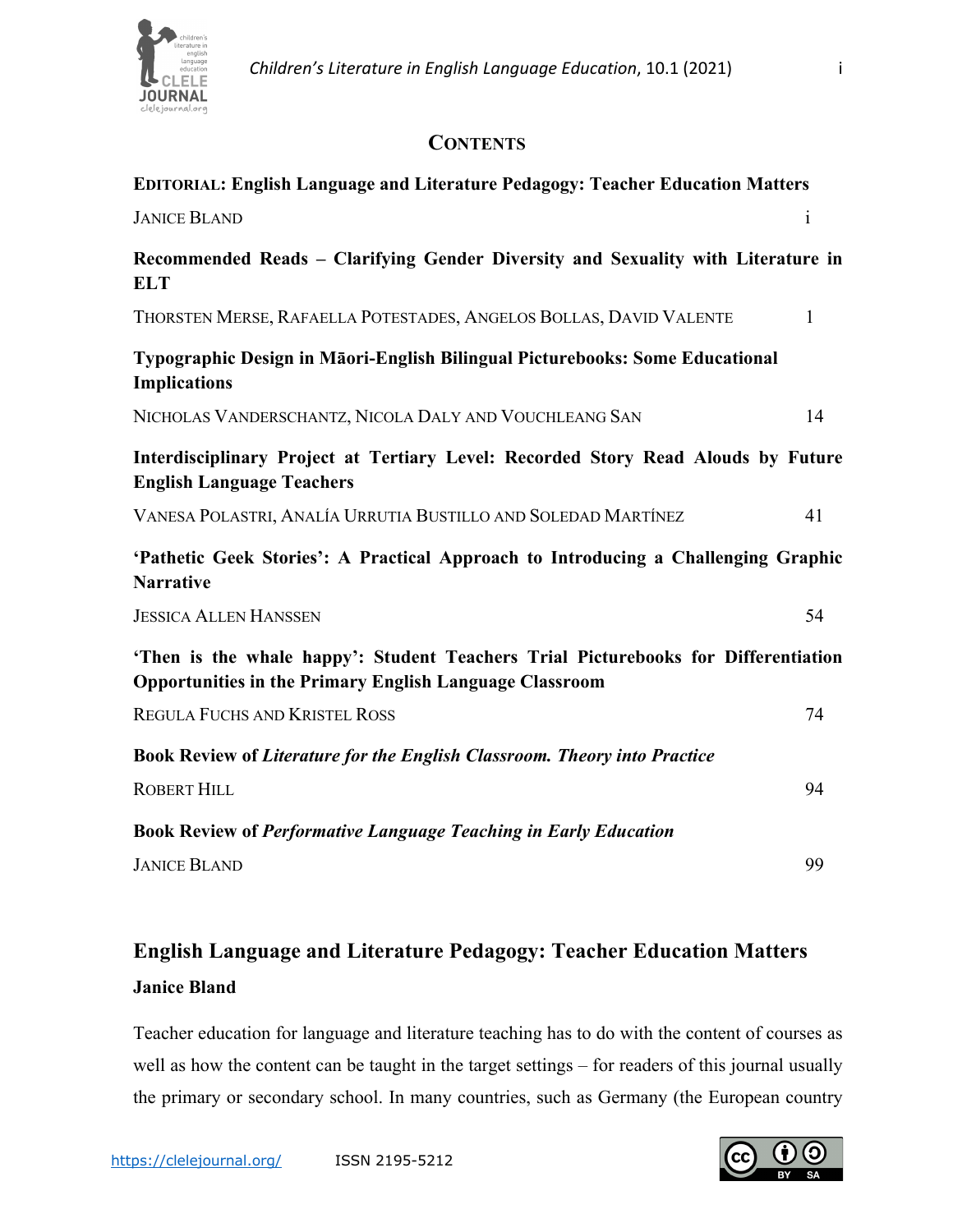## CONTENTS

**EDITORIAL: English Language and Literature Pedagogy: Teacher Education Matters**

JANICE BLAND — i

**Recommended Reads – Clarifying Gender Diversity and Sexuality with Literature in ELT**

THORSTEN MERSE, RAFAELLA POTESTADES, ANGELOS BOLLAS, DAVID VALENTE — 1

**Typographic Design in Māori-English Bilingual Picturebooks: Some Educational Implications**

NICHOLAS VANDERSCHANTZ, NICOLA DALY AND VOUCHLEANG SAN — 14

**Interdisciplinary Project at Tertiary Level: Recorded Story Read Alouds by Future English Language Teachers**

VANESA POLASTRI, ANALÍA URRUTIA BUSTILLO AND SOLEDAD MARTÍNEZ — 41

**'Pathetic Geek Stories': A Practical Approach to Introducing a Challenging Graphic Narrative**

JESSICA ALLEN HANSSEN — 54

**'Then is the whale happy': Student Teachers Trial Picturebooks for Differentiation Opportunities in the Primary English Language Classroom**

REGULA FUCHS AND KRISTEL ROSS — 74

**Book Review of *Literature for the English Classroom. Theory into Practice***

ROBERT HILL — 94

**Book Review of *Performative Language Teaching in Early Education***

JANICE BLAND — 99

## English Language and Literature Pedagogy: Teacher Education Matters

**Janice Bland**

Teacher education for language and literature teaching has to do with the content of courses as well as how the content can be taught in the target settings – for readers of this journal usually the primary or secondary school. In many countries, such as Germany (the European country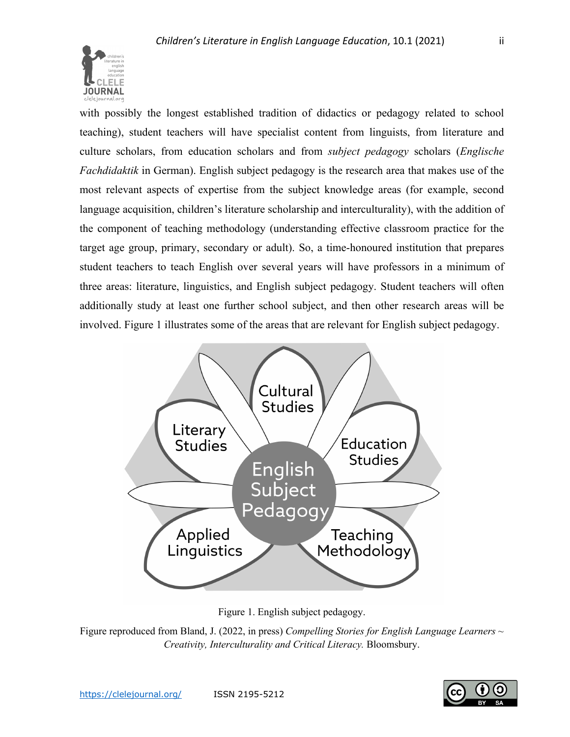with possibly the longest established tradition of didactics or pedagogy related to school teaching), student teachers will have specialist content from linguists, from literature and culture scholars, from education scholars and from *subject pedagogy* scholars (*Englische Fachdidaktik* in German). English subject pedagogy is the research area that makes use of the most relevant aspects of expertise from the subject knowledge areas (for example, second language acquisition, children's literature scholarship and interculturality), with the addition of the component of teaching methodology (understanding effective classroom practice for the target age group, primary, secondary or adult). So, a time-honoured institution that prepares student teachers to teach English over several years will have professors in a minimum of three areas: literature, linguistics, and English subject pedagogy. Student teachers will often additionally study at least one further school subject, and then other research areas will be involved. Figure 1 illustrates some of the areas that are relevant for English subject pedagogy.

Figure 1. English subject pedagogy.

Figure reproduced from Bland, J. (2022, in press) *Compelling Stories for English Language Learners ~ Creativity, Interculturality and Critical Literacy.* Bloomsbury.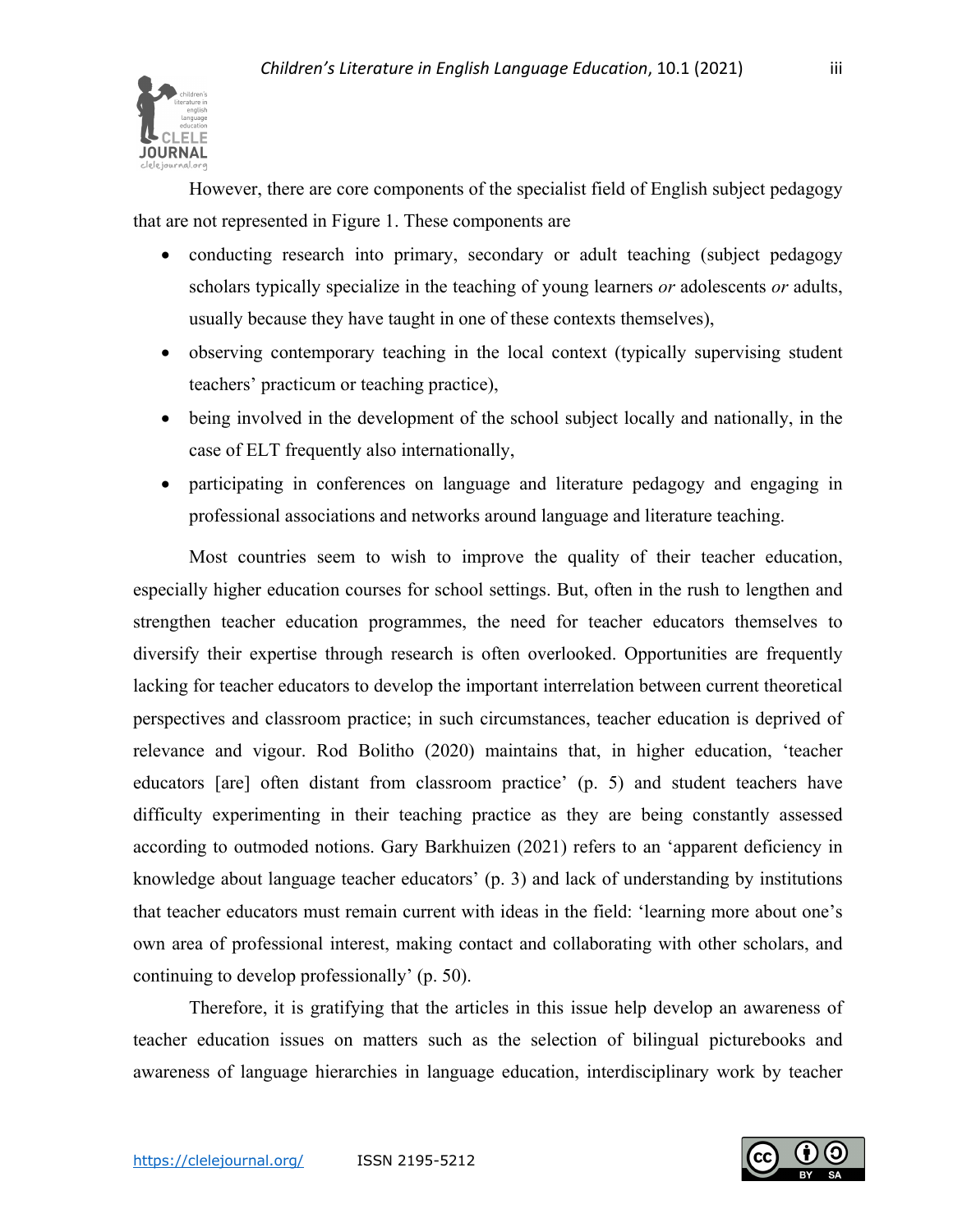However, there are core components of the specialist field of English subject pedagogy that are not represented in Figure 1. These components are

- conducting research into primary, secondary or adult teaching (subject pedagogy scholars typically specialize in the teaching of young learners *or* adolescents *or* adults, usually because they have taught in one of these contexts themselves),
- observing contemporary teaching in the local context (typically supervising student teachers' practicum or teaching practice),
- being involved in the development of the school subject locally and nationally, in the case of ELT frequently also internationally,
- participating in conferences on language and literature pedagogy and engaging in professional associations and networks around language and literature teaching.

Most countries seem to wish to improve the quality of their teacher education, especially higher education courses for school settings. But, often in the rush to lengthen and strengthen teacher education programmes, the need for teacher educators themselves to diversify their expertise through research is often overlooked. Opportunities are frequently lacking for teacher educators to develop the important interrelation between current theoretical perspectives and classroom practice; in such circumstances, teacher education is deprived of relevance and vigour. Rod Bolitho (2020) maintains that, in higher education, 'teacher educators [are] often distant from classroom practice' (p. 5) and student teachers have difficulty experimenting in their teaching practice as they are being constantly assessed according to outmoded notions. Gary Barkhuizen (2021) refers to an 'apparent deficiency in knowledge about language teacher educators' (p. 3) and lack of understanding by institutions that teacher educators must remain current with ideas in the field: 'learning more about one's own area of professional interest, making contact and collaborating with other scholars, and continuing to develop professionally' (p. 50).

Therefore, it is gratifying that the articles in this issue help develop an awareness of teacher education issues on matters such as the selection of bilingual picturebooks and awareness of language hierarchies in language education, interdisciplinary work by teacher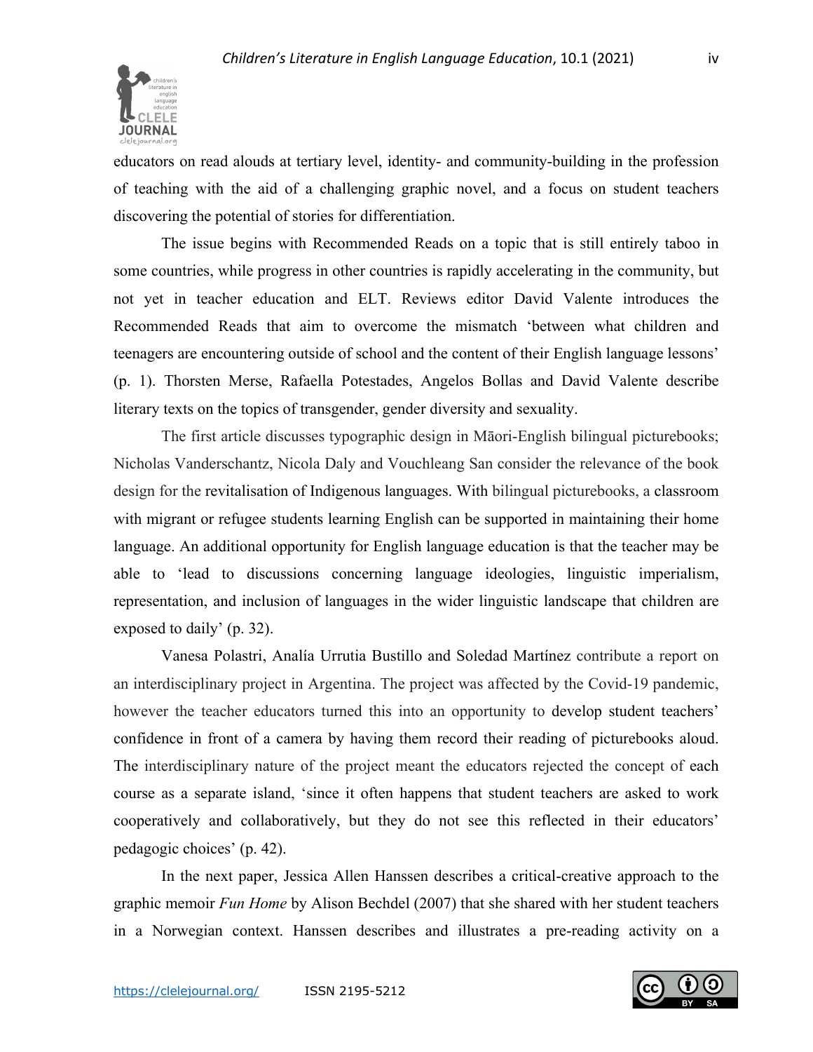educators on read alouds at tertiary level, identity- and community-building in the profession of teaching with the aid of a challenging graphic novel, and a focus on student teachers discovering the potential of stories for differentiation.

The issue begins with Recommended Reads on a topic that is still entirely taboo in some countries, while progress in other countries is rapidly accelerating in the community, but not yet in teacher education and ELT. Reviews editor David Valente introduces the Recommended Reads that aim to overcome the mismatch 'between what children and teenagers are encountering outside of school and the content of their English language lessons' (p. 1). Thorsten Merse, Rafaella Potestades, Angelos Bollas and David Valente describe literary texts on the topics of transgender, gender diversity and sexuality.

The first article discusses typographic design in Māori-English bilingual picturebooks; Nicholas Vanderschantz, Nicola Daly and Vouchleang San consider the relevance of the book design for the revitalisation of Indigenous languages. With bilingual picturebooks, a classroom with migrant or refugee students learning English can be supported in maintaining their home language. An additional opportunity for English language education is that the teacher may be able to 'lead to discussions concerning language ideologies, linguistic imperialism, representation, and inclusion of languages in the wider linguistic landscape that children are exposed to daily' (p. 32).

Vanesa Polastri, Analía Urrutia Bustillo and Soledad Martínez contribute a report on an interdisciplinary project in Argentina. The project was affected by the Covid-19 pandemic, however the teacher educators turned this into an opportunity to develop student teachers' confidence in front of a camera by having them record their reading of picturebooks aloud. The interdisciplinary nature of the project meant the educators rejected the concept of each course as a separate island, 'since it often happens that student teachers are asked to work cooperatively and collaboratively, but they do not see this reflected in their educators' pedagogic choices' (p. 42).

In the next paper, Jessica Allen Hanssen describes a critical-creative approach to the graphic memoir *Fun Home* by Alison Bechdel (2007) that she shared with her student teachers in a Norwegian context. Hanssen describes and illustrates a pre-reading activity on a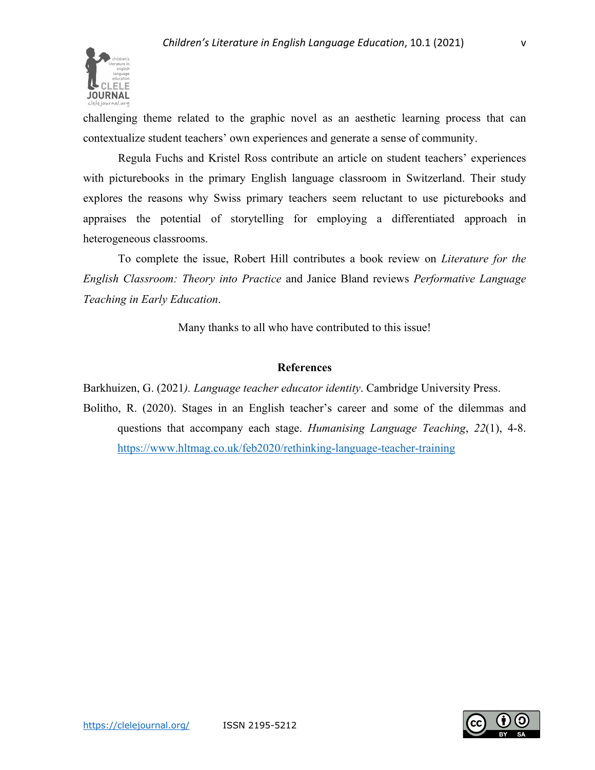challenging theme related to the graphic novel as an aesthetic learning process that can contextualize student teachers' own experiences and generate a sense of community.

Regula Fuchs and Kristel Ross contribute an article on student teachers' experiences with picturebooks in the primary English language classroom in Switzerland. Their study explores the reasons why Swiss primary teachers seem reluctant to use picturebooks and appraises the potential of storytelling for employing a differentiated approach in heterogeneous classrooms.

To complete the issue, Robert Hill contributes a book review on *Literature for the English Classroom: Theory into Practice* and Janice Bland reviews *Performative Language Teaching in Early Education*.

Many thanks to all who have contributed to this issue!

## References

Barkhuizen, G. (2021*). Language teacher educator identity*. Cambridge University Press.

Bolitho, R. (2020). Stages in an English teacher's career and some of the dilemmas and questions that accompany each stage. *Humanising Language Teaching*, *22*(1), 4-8. https://www.hltmag.co.uk/feb2020/rethinking-language-teacher-training